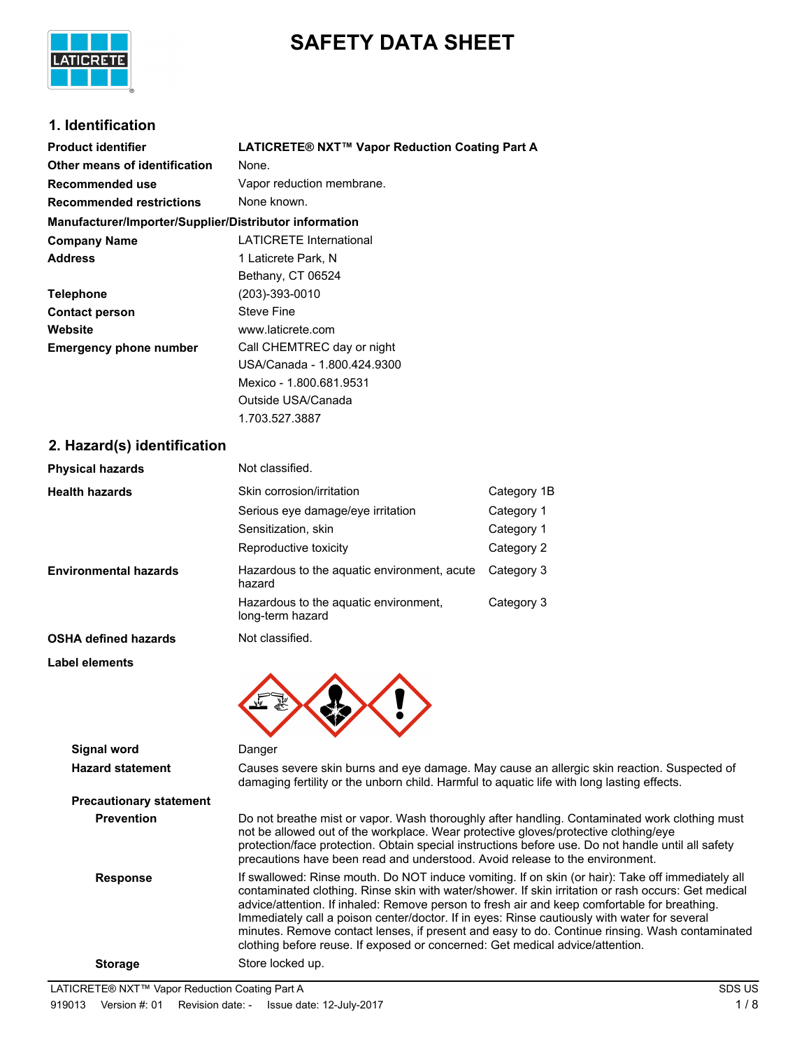# SAFETY DATA SHEET

## 1. Identification

| | |
|---|---|
| **Product identifier** | **LATICRETE® NXT™ Vapor Reduction Coating Part A** |
| **Other means of identification** | None. |
| **Recommended use** | Vapor reduction membrane. |
| **Recommended restrictions** | None known. |

**Manufacturer/Importer/Supplier/Distributor information**

| | |
|---|---|
| **Company Name** | LATICRETE International |
| **Address** | 1 Laticrete Park, N<br>Bethany, CT 06524 |
| **Telephone** | (203)-393-0010 |
| **Contact person** | Steve Fine |
| **Website** | www.laticrete.com |
| **Emergency phone number** | Call CHEMTREC day or night<br>USA/Canada - 1.800.424.9300<br>Mexico - 1.800.681.9531<br>Outside USA/Canada<br>1.703.527.3887 |

## 2. Hazard(s) identification

| | | |
|---|---|---|
| **Physical hazards** | Not classified. | |
| **Health hazards** | Skin corrosion/irritation | Category 1B |
| | Serious eye damage/eye irritation | Category 1 |
| | Sensitization, skin | Category 1 |
| | Reproductive toxicity | Category 2 |
| **Environmental hazards** | Hazardous to the aquatic environment, acute hazard | Category 3 |
| | Hazardous to the aquatic environment, long-term hazard | Category 3 |
| **OSHA defined hazards** | Not classified. | |

**Label elements**

**Signal word** Danger

**Hazard statement** Causes severe skin burns and eye damage. May cause an allergic skin reaction. Suspected of damaging fertility or the unborn child. Harmful to aquatic life with long lasting effects.

**Precautionary statement**

**Prevention** Do not breathe mist or vapor. Wash thoroughly after handling. Contaminated work clothing must not be allowed out of the workplace. Wear protective gloves/protective clothing/eye protection/face protection. Obtain special instructions before use. Do not handle until all safety precautions have been read and understood. Avoid release to the environment.

**Response** If swallowed: Rinse mouth. Do NOT induce vomiting. If on skin (or hair): Take off immediately all contaminated clothing. Rinse skin with water/shower. If skin irritation or rash occurs: Get medical advice/attention. If inhaled: Remove person to fresh air and keep comfortable for breathing. Immediately call a poison center/doctor. If in eyes: Rinse cautiously with water for several minutes. Remove contact lenses, if present and easy to do. Continue rinsing. Wash contaminated clothing before reuse. If exposed or concerned: Get medical advice/attention.

**Storage** Store locked up.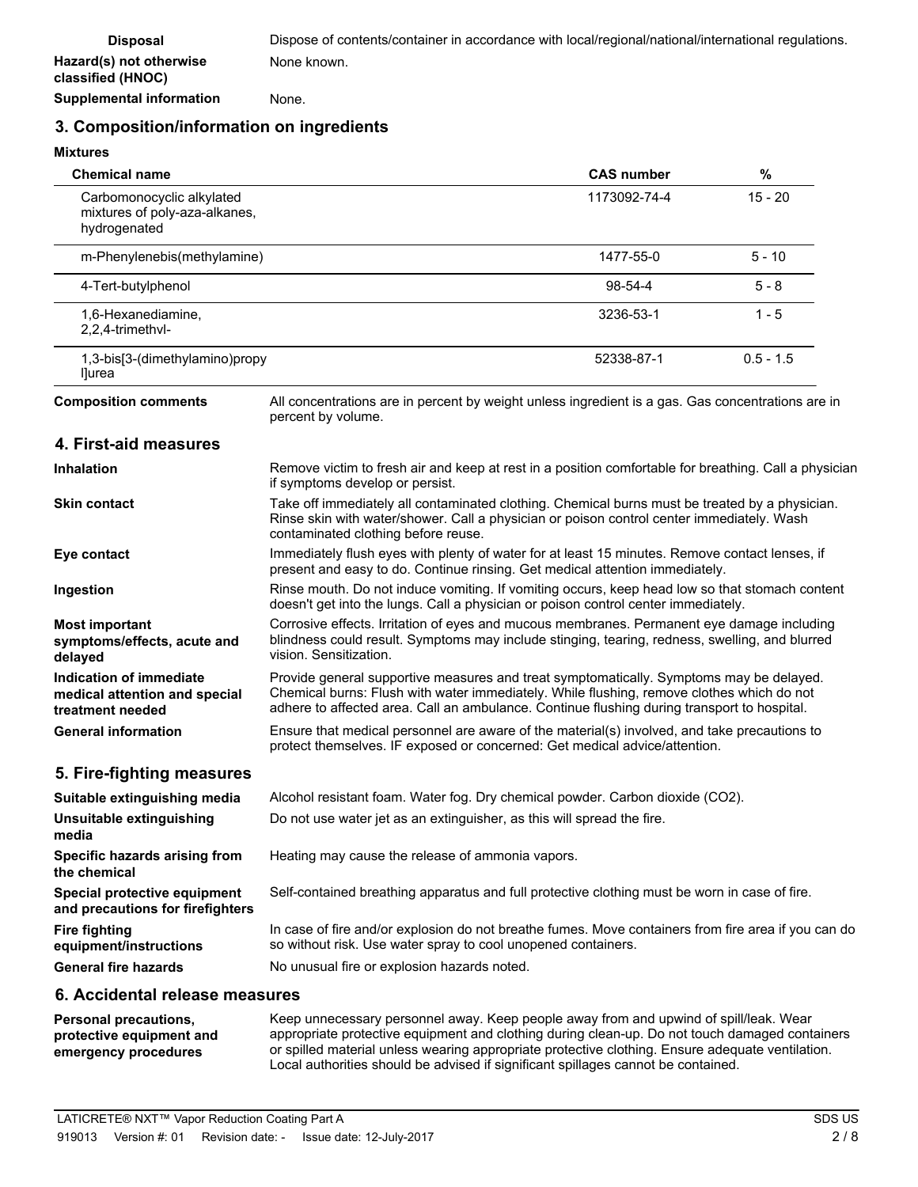| | |
|---|---|
| **Disposal** | Dispose of contents/container in accordance with local/regional/national/international regulations. |
| **Hazard(s) not otherwise classified (HNOC)** | None known. |
| **Supplemental information** | None. |

## 3. Composition/information on ingredients

**Mixtures**

| Chemical name | CAS number | % |
|---|---|---|
| Carbomonocyclic alkylated mixtures of poly-aza-alkanes, hydrogenated | 1173092-74-4 | 15 - 20 |
| m-Phenylenebis(methylamine) | 1477-55-0 | 5 - 10 |
| 4-Tert-butylphenol | 98-54-4 | 5 - 8 |
| 1,6-Hexanediamine, 2,2,4-trimethvl- | 3236-53-1 | 1 - 5 |
| 1,3-bis[3-(dimethylamino)propyl]urea | 52338-87-1 | 0.5 - 1.5 |

| | |
|---|---|
| **Composition comments** | All concentrations are in percent by weight unless ingredient is a gas. Gas concentrations are in percent by volume. |

## 4. First-aid measures

| | |
|---|---|
| **Inhalation** | Remove victim to fresh air and keep at rest in a position comfortable for breathing. Call a physician if symptoms develop or persist. |
| **Skin contact** | Take off immediately all contaminated clothing. Chemical burns must be treated by a physician. Rinse skin with water/shower. Call a physician or poison control center immediately. Wash contaminated clothing before reuse. |
| **Eye contact** | Immediately flush eyes with plenty of water for at least 15 minutes. Remove contact lenses, if present and easy to do. Continue rinsing. Get medical attention immediately. |
| **Ingestion** | Rinse mouth. Do not induce vomiting. If vomiting occurs, keep head low so that stomach content doesn't get into the lungs. Call a physician or poison control center immediately. |
| **Most important symptoms/effects, acute and delayed** | Corrosive effects. Irritation of eyes and mucous membranes. Permanent eye damage including blindness could result. Symptoms may include stinging, tearing, redness, swelling, and blurred vision. Sensitization. |
| **Indication of immediate medical attention and special treatment needed** | Provide general supportive measures and treat symptomatically. Symptoms may be delayed. Chemical burns: Flush with water immediately. While flushing, remove clothes which do not adhere to affected area. Call an ambulance. Continue flushing during transport to hospital. |
| **General information** | Ensure that medical personnel are aware of the material(s) involved, and take precautions to protect themselves. IF exposed or concerned: Get medical advice/attention. |

## 5. Fire-fighting measures

| | |
|---|---|
| **Suitable extinguishing media** | Alcohol resistant foam. Water fog. Dry chemical powder. Carbon dioxide ($CO_2$). |
| **Unsuitable extinguishing media** | Do not use water jet as an extinguisher, as this will spread the fire. |
| **Specific hazards arising from the chemical** | Heating may cause the release of ammonia vapors. |
| **Special protective equipment and precautions for firefighters** | Self-contained breathing apparatus and full protective clothing must be worn in case of fire. |
| **Fire fighting equipment/instructions** | In case of fire and/or explosion do not breathe fumes. Move containers from fire area if you can do so without risk. Use water spray to cool unopened containers. |
| **General fire hazards** | No unusual fire or explosion hazards noted. |

## 6. Accidental release measures

| | |
|---|---|
| **Personal precautions, protective equipment and emergency procedures** | Keep unnecessary personnel away. Keep people away from and upwind of spill/leak. Wear appropriate protective equipment and clothing during clean-up. Do not touch damaged containers or spilled material unless wearing appropriate protective clothing. Ensure adequate ventilation. Local authorities should be advised if significant spillages cannot be contained. |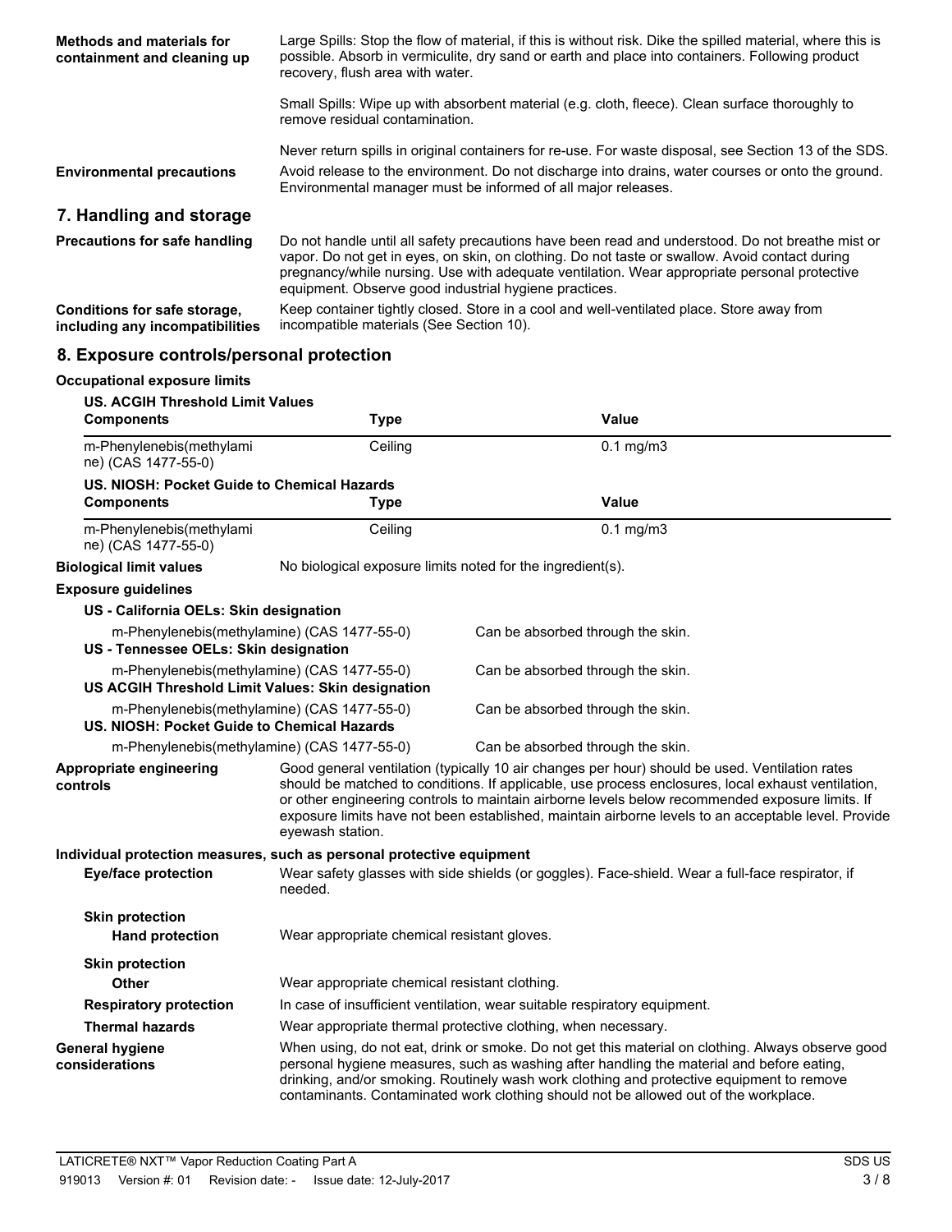**Methods and materials for containment and cleaning up**

Large Spills: Stop the flow of material, if this is without risk. Dike the spilled material, where this is possible. Absorb in vermiculite, dry sand or earth and place into containers. Following product recovery, flush area with water.

Small Spills: Wipe up with absorbent material (e.g. cloth, fleece). Clean surface thoroughly to remove residual contamination.

Never return spills in original containers for re-use. For waste disposal, see Section 13 of the SDS.

**Environmental precautions**

Avoid release to the environment. Do not discharge into drains, water courses or onto the ground. Environmental manager must be informed of all major releases.

## 7. Handling and storage

**Precautions for safe handling**

Do not handle until all safety precautions have been read and understood. Do not breathe mist or vapor. Do not get in eyes, on skin, on clothing. Do not taste or swallow. Avoid contact during pregnancy/while nursing. Use with adequate ventilation. Wear appropriate personal protective equipment. Observe good industrial hygiene practices.

**Conditions for safe storage, including any incompatibilities**

Keep container tightly closed. Store in a cool and well-ventilated place. Store away from incompatible materials (See Section 10).

## 8. Exposure controls/personal protection

**Occupational exposure limits**

**US. ACGIH Threshold Limit Values**

| Components | Type | Value |
|---|---|---|
| m-Phenylenebis(methylamine) (CAS 1477-55-0) | Ceiling | 0.1 mg/m3 |

**US. NIOSH: Pocket Guide to Chemical Hazards**

| Components | Type | Value |
|---|---|---|
| m-Phenylenebis(methylamine) (CAS 1477-55-0) | Ceiling | 0.1 mg/m3 |

**Biological limit values**

No biological exposure limits noted for the ingredient(s).

**Exposure guidelines**

**US - California OELs: Skin designation**

m-Phenylenebis(methylamine) (CAS 1477-55-0) — Can be absorbed through the skin.

**US - Tennessee OELs: Skin designation**

m-Phenylenebis(methylamine) (CAS 1477-55-0) — Can be absorbed through the skin.

**US ACGIH Threshold Limit Values: Skin designation**

m-Phenylenebis(methylamine) (CAS 1477-55-0) — Can be absorbed through the skin.

**US. NIOSH: Pocket Guide to Chemical Hazards**

m-Phenylenebis(methylamine) (CAS 1477-55-0) — Can be absorbed through the skin.

**Appropriate engineering controls**

Good general ventilation (typically 10 air changes per hour) should be used. Ventilation rates should be matched to conditions. If applicable, use process enclosures, local exhaust ventilation, or other engineering controls to maintain airborne levels below recommended exposure limits. If exposure limits have not been established, maintain airborne levels to an acceptable level. Provide eyewash station.

**Individual protection measures, such as personal protective equipment**

**Eye/face protection**

Wear safety glasses with side shields (or goggles). Face-shield. Wear a full-face respirator, if needed.

**Skin protection**

**Hand protection**

Wear appropriate chemical resistant gloves.

**Skin protection**

**Other**

Wear appropriate chemical resistant clothing.

**Respiratory protection**

In case of insufficient ventilation, wear suitable respiratory equipment.

**Thermal hazards**

Wear appropriate thermal protective clothing, when necessary.

**General hygiene considerations**

When using, do not eat, drink or smoke. Do not get this material on clothing. Always observe good personal hygiene measures, such as washing after handling the material and before eating, drinking, and/or smoking. Routinely wash work clothing and protective equipment to remove contaminants. Contaminated work clothing should not be allowed out of the workplace.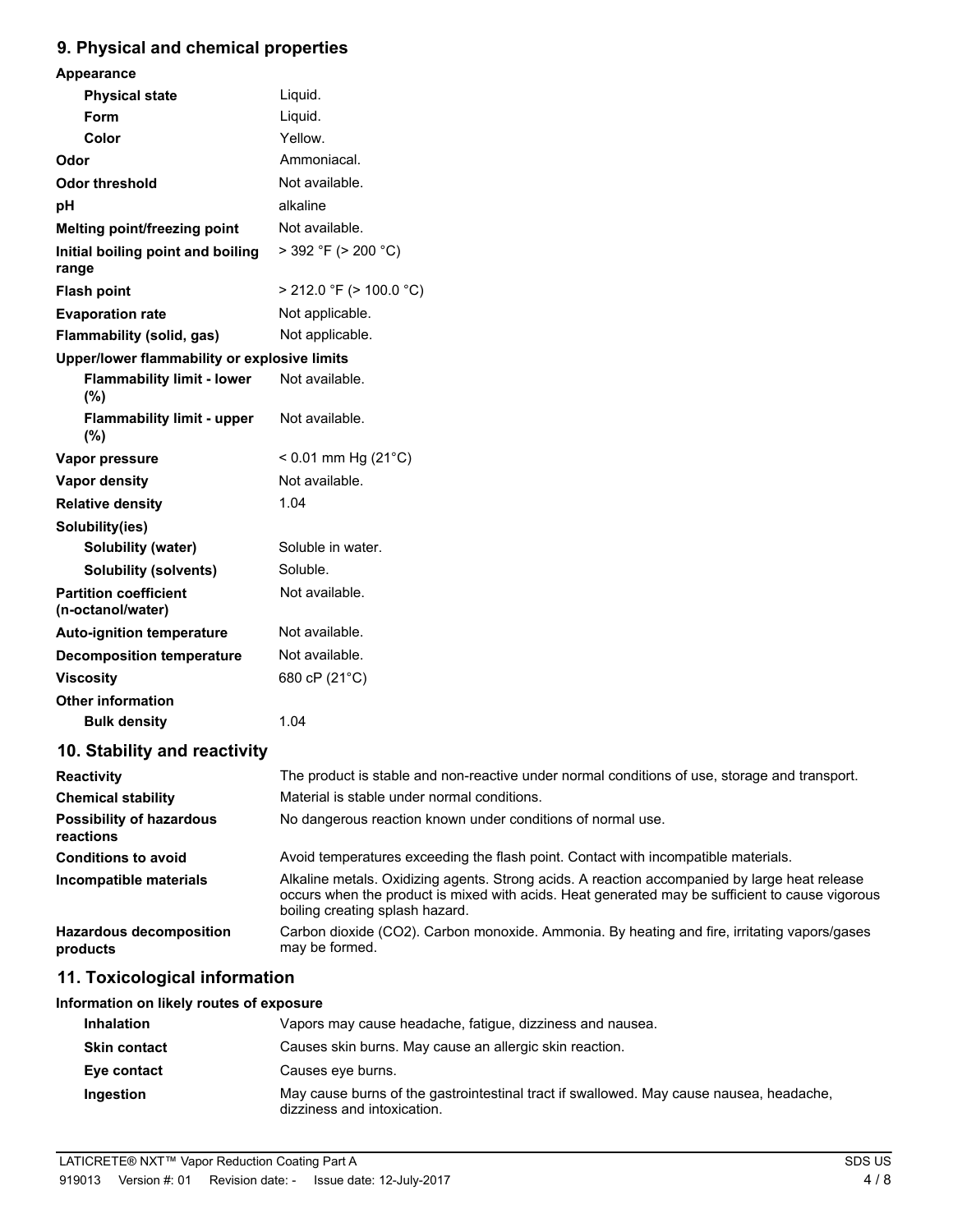## 9. Physical and chemical properties

| | |
|---|---|
| **Appearance** | |
| **Physical state** | Liquid. |
| **Form** | Liquid. |
| **Color** | Yellow. |
| **Odor** | Ammoniacal. |
| **Odor threshold** | Not available. |
| **pH** | alkaline |
| **Melting point/freezing point** | Not available. |
| **Initial boiling point and boiling range** | > 392 °F (> 200 °C) |
| **Flash point** | > 212.0 °F (> 100.0 °C) |
| **Evaporation rate** | Not applicable. |
| **Flammability (solid, gas)** | Not applicable. |
| **Upper/lower flammability or explosive limits** | |
| **Flammability limit - lower (%)** | Not available. |
| **Flammability limit - upper (%)** | Not available. |
| **Vapor pressure** | < 0.01 mm Hg (21°C) |
| **Vapor density** | Not available. |
| **Relative density** | 1.04 |
| **Solubility(ies)** | |
| **Solubility (water)** | Soluble in water. |
| **Solubility (solvents)** | Soluble. |
| **Partition coefficient (n-octanol/water)** | Not available. |
| **Auto-ignition temperature** | Not available. |
| **Decomposition temperature** | Not available. |
| **Viscosity** | 680 cP (21°C) |
| **Other information** | |
| **Bulk density** | 1.04 |

## 10. Stability and reactivity

| | |
|---|---|
| **Reactivity** | The product is stable and non-reactive under normal conditions of use, storage and transport. |
| **Chemical stability** | Material is stable under normal conditions. |
| **Possibility of hazardous reactions** | No dangerous reaction known under conditions of normal use. |
| **Conditions to avoid** | Avoid temperatures exceeding the flash point. Contact with incompatible materials. |
| **Incompatible materials** | Alkaline metals. Oxidizing agents. Strong acids. A reaction accompanied by large heat release occurs when the product is mixed with acids. Heat generated may be sufficient to cause vigorous boiling creating splash hazard. |
| **Hazardous decomposition products** | Carbon dioxide ($CO_2$). Carbon monoxide. Ammonia. By heating and fire, irritating vapors/gases may be formed. |

## 11. Toxicological information

**Information on likely routes of exposure**

| | |
|---|---|
| **Inhalation** | Vapors may cause headache, fatigue, dizziness and nausea. |
| **Skin contact** | Causes skin burns. May cause an allergic skin reaction. |
| **Eye contact** | Causes eye burns. |
| **Ingestion** | May cause burns of the gastrointestinal tract if swallowed. May cause nausea, headache, dizziness and intoxication. |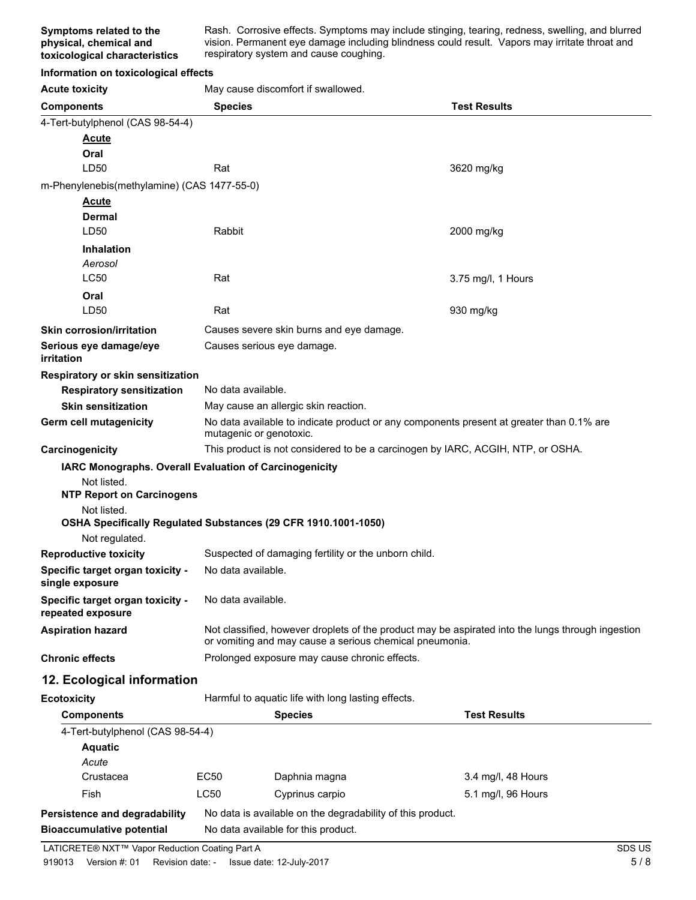**Symptoms related to the physical, chemical and toxicological characteristics**: Rash. Corrosive effects. Symptoms may include stinging, tearing, redness, swelling, and blurred vision. Permanent eye damage including blindness could result. Vapors may irritate throat and respiratory system and cause coughing.

**Information on toxicological effects**

**Acute toxicity**: May cause discomfort if swallowed.

| Components | | Species | Test Results |
|---|---|---|---|
| 4-Tert-butylphenol (CAS 98-54-4) | | | |
| **Acute** | | | |
| **Oral** | | | |
| | LD50 | Rat | 3620 mg/kg |
| m-Phenylenebis(methylamine) (CAS 1477-55-0) | | | |
| **Acute** | | | |
| **Dermal** | | | |
| | LD50 | Rabbit | 2000 mg/kg |
| **Inhalation** | | | |
| *Aerosol* | | | |
| | LC50 | Rat | 3.75 mg/l, 1 Hours |
| **Oral** | | | |
| | LD50 | Rat | 930 mg/kg |

**Skin corrosion/irritation**: Causes severe skin burns and eye damage.

**Serious eye damage/eye irritation**: Causes serious eye damage.

**Respiratory or skin sensitization**

**Respiratory sensitization**: No data available.

**Skin sensitization**: May cause an allergic skin reaction.

**Germ cell mutagenicity**: No data available to indicate product or any components present at greater than 0.1% are mutagenic or genotoxic.

**Carcinogenicity**: This product is not considered to be a carcinogen by IARC, ACGIH, NTP, or OSHA.

**IARC Monographs. Overall Evaluation of Carcinogenicity**

Not listed.

**NTP Report on Carcinogens**

Not listed.

**OSHA Specifically Regulated Substances (29 CFR 1910.1001-1050)**

Not regulated.

**Reproductive toxicity**: Suspected of damaging fertility or the unborn child.

**Specific target organ toxicity - single exposure**: No data available.

**Specific target organ toxicity - repeated exposure**: No data available.

**Aspiration hazard**: Not classified, however droplets of the product may be aspirated into the lungs through ingestion or vomiting and may cause a serious chemical pneumonia.

**Chronic effects**: Prolonged exposure may cause chronic effects.

## 12. Ecological information

**Ecotoxicity**: Harmful to aquatic life with long lasting effects.

| Components | | Species | Test Results |
|---|---|---|---|
| 4-Tert-butylphenol (CAS 98-54-4) | | | |
| **Aquatic** | | | |
| *Acute* | | | |
| Crustacea | EC50 | Daphnia magna | 3.4 mg/l, 48 Hours |
| Fish | LC50 | Cyprinus carpio | 5.1 mg/l, 96 Hours |

**Persistence and degradability**: No data is available on the degradability of this product.

**Bioaccumulative potential**: No data available for this product.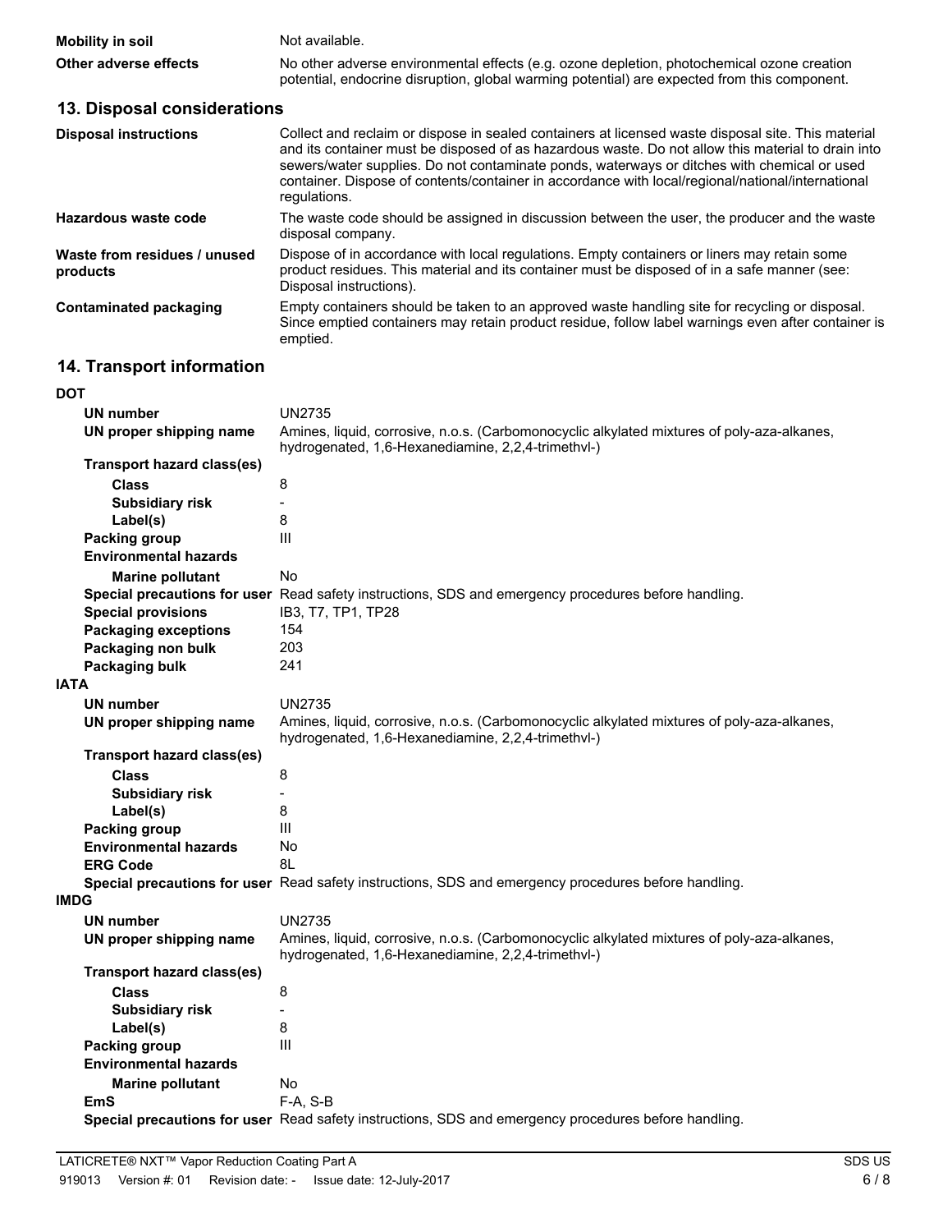| | |
|---|---|
| **Mobility in soil** | Not available. |
| **Other adverse effects** | No other adverse environmental effects (e.g. ozone depletion, photochemical ozone creation potential, endocrine disruption, global warming potential) are expected from this component. |

## 13. Disposal considerations

| | |
|---|---|
| **Disposal instructions** | Collect and reclaim or dispose in sealed containers at licensed waste disposal site. This material and its container must be disposed of as hazardous waste. Do not allow this material to drain into sewers/water supplies. Do not contaminate ponds, waterways or ditches with chemical or used container. Dispose of contents/container in accordance with local/regional/national/international regulations. |
| **Hazardous waste code** | The waste code should be assigned in discussion between the user, the producer and the waste disposal company. |
| **Waste from residues / unused products** | Dispose of in accordance with local regulations. Empty containers or liners may retain some product residues. This material and its container must be disposed of in a safe manner (see: Disposal instructions). |
| **Contaminated packaging** | Empty containers should be taken to an approved waste handling site for recycling or disposal. Since emptied containers may retain product residue, follow label warnings even after container is emptied. |

## 14. Transport information

**DOT**

| | |
|---|---|
| **UN number** | UN2735 |
| **UN proper shipping name** | Amines, liquid, corrosive, n.o.s. (Carbomonocyclic alkylated mixtures of poly-aza-alkanes, hydrogenated, 1,6-Hexanediamine, 2,2,4-trimethvl-) |
| **Transport hazard class(es)** | |
| **Class** | 8 |
| **Subsidiary risk** | - |
| **Label(s)** | 8 |
| **Packing group** | III |
| **Environmental hazards** | |
| **Marine pollutant** | No |
| **Special precautions for user** | Read safety instructions, SDS and emergency procedures before handling. |
| **Special provisions** | IB3, T7, TP1, TP28 |
| **Packaging exceptions** | 154 |
| **Packaging non bulk** | 203 |
| **Packaging bulk** | 241 |

**IATA**

| | |
|---|---|
| **UN number** | UN2735 |
| **UN proper shipping name** | Amines, liquid, corrosive, n.o.s. (Carbomonocyclic alkylated mixtures of poly-aza-alkanes, hydrogenated, 1,6-Hexanediamine, 2,2,4-trimethvl-) |
| **Transport hazard class(es)** | |
| **Class** | 8 |
| **Subsidiary risk** | - |
| **Label(s)** | 8 |
| **Packing group** | III |
| **Environmental hazards** | No |
| **ERG Code** | 8L |
| **Special precautions for user** | Read safety instructions, SDS and emergency procedures before handling. |

**IMDG**

| | |
|---|---|
| **UN number** | UN2735 |
| **UN proper shipping name** | Amines, liquid, corrosive, n.o.s. (Carbomonocyclic alkylated mixtures of poly-aza-alkanes, hydrogenated, 1,6-Hexanediamine, 2,2,4-trimethvl-) |
| **Transport hazard class(es)** | |
| **Class** | 8 |
| **Subsidiary risk** | - |
| **Label(s)** | 8 |
| **Packing group** | III |
| **Environmental hazards** | |
| **Marine pollutant** | No |
| **EmS** | F-A, S-B |
| **Special precautions for user** | Read safety instructions, SDS and emergency procedures before handling. |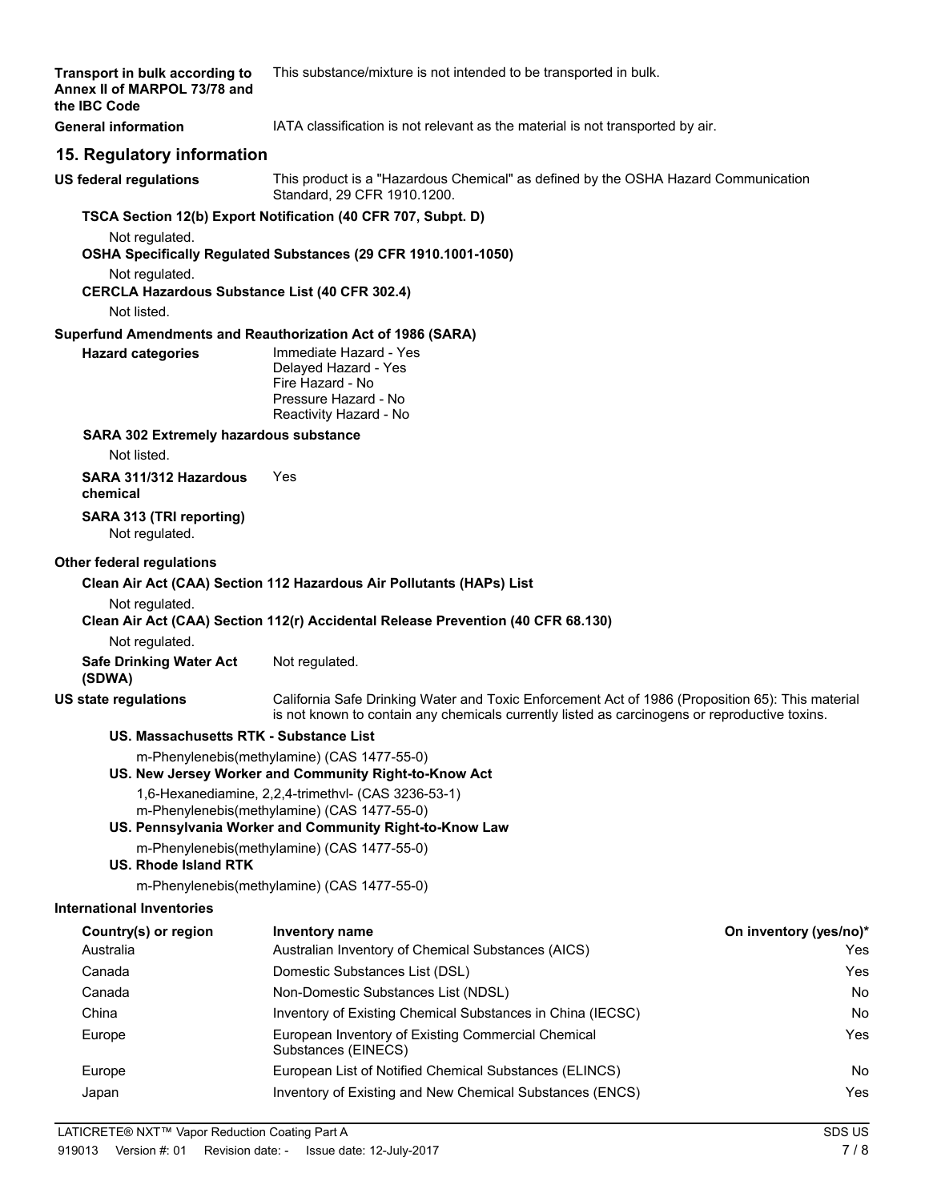**Transport in bulk according to Annex II of MARPOL 73/78 and the IBC Code** This substance/mixture is not intended to be transported in bulk.

**General information** IATA classification is not relevant as the material is not transported by air.

## 15. Regulatory information

**US federal regulations** This product is a "Hazardous Chemical" as defined by the OSHA Hazard Communication Standard, 29 CFR 1910.1200.

**TSCA Section 12(b) Export Notification (40 CFR 707, Subpt. D)**

Not regulated.

**OSHA Specifically Regulated Substances (29 CFR 1910.1001-1050)**

Not regulated.

**CERCLA Hazardous Substance List (40 CFR 302.4)**

Not listed.

**Superfund Amendments and Reauthorization Act of 1986 (SARA)**

**Hazard categories**

Immediate Hazard - Yes
Delayed Hazard - Yes
Fire Hazard - No
Pressure Hazard - No
Reactivity Hazard - No

**SARA 302 Extremely hazardous substance**

Not listed.

**SARA 311/312 Hazardous chemical** Yes

**SARA 313 (TRI reporting)**

Not regulated.

**Other federal regulations**

**Clean Air Act (CAA) Section 112 Hazardous Air Pollutants (HAPs) List**

Not regulated.

**Clean Air Act (CAA) Section 112(r) Accidental Release Prevention (40 CFR 68.130)**

Not regulated.

**Safe Drinking Water Act (SDWA)** Not regulated.

**US state regulations** California Safe Drinking Water and Toxic Enforcement Act of 1986 (Proposition 65): This material is not known to contain any chemicals currently listed as carcinogens or reproductive toxins.

**US. Massachusetts RTK - Substance List**

m-Phenylenebis(methylamine) (CAS 1477-55-0)

**US. New Jersey Worker and Community Right-to-Know Act**

1,6-Hexanediamine, 2,2,4-trimethyl- (CAS 3236-53-1)
m-Phenylenebis(methylamine) (CAS 1477-55-0)

**US. Pennsylvania Worker and Community Right-to-Know Law**

m-Phenylenebis(methylamine) (CAS 1477-55-0)

**US. Rhode Island RTK**

m-Phenylenebis(methylamine) (CAS 1477-55-0)

**International Inventories**

| Country(s) or region | Inventory name | On inventory (yes/no)* |
|---|---|---|
| Australia | Australian Inventory of Chemical Substances (AICS) | Yes |
| Canada | Domestic Substances List (DSL) | Yes |
| Canada | Non-Domestic Substances List (NDSL) | No |
| China | Inventory of Existing Chemical Substances in China (IECSC) | No |
| Europe | European Inventory of Existing Commercial Chemical Substances (EINECS) | Yes |
| Europe | European List of Notified Chemical Substances (ELINCS) | No |
| Japan | Inventory of Existing and New Chemical Substances (ENCS) | Yes |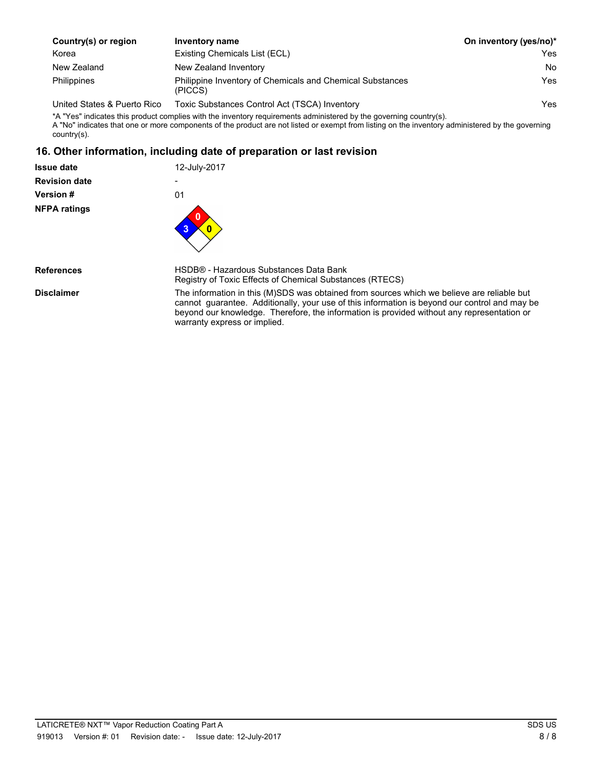| Country(s) or region | Inventory name | On inventory (yes/no)* |
|---|---|---|
| Korea | Existing Chemicals List (ECL) | Yes |
| New Zealand | New Zealand Inventory | No |
| Philippines | Philippine Inventory of Chemicals and Chemical Substances (PICCS) | Yes |
| United States & Puerto Rico | Toxic Substances Control Act (TSCA) Inventory | Yes |

*A "Yes" indicates this product complies with the inventory requirements administered by the governing country(s).
A "No" indicates that one or more components of the product are not listed or exempt from listing on the inventory administered by the governing country(s).

## 16. Other information, including date of preparation or last revision

**Issue date** 12-July-2017

**Revision date** -

**Version #** 01

**NFPA ratings**

0

3 0

**References** HSDB® - Hazardous Substances Data Bank
Registry of Toxic Effects of Chemical Substances (RTECS)

**Disclaimer** The information in this (M)SDS was obtained from sources which we believe are reliable but cannot guarantee. Additionally, your use of this information is beyond our control and may be beyond our knowledge. Therefore, the information is provided without any representation or warranty express or implied.

LATICRETE® NXT™ Vapor Reduction Coating Part A

919013 Version #: 01 Revision date: - Issue date: 12-July-2017